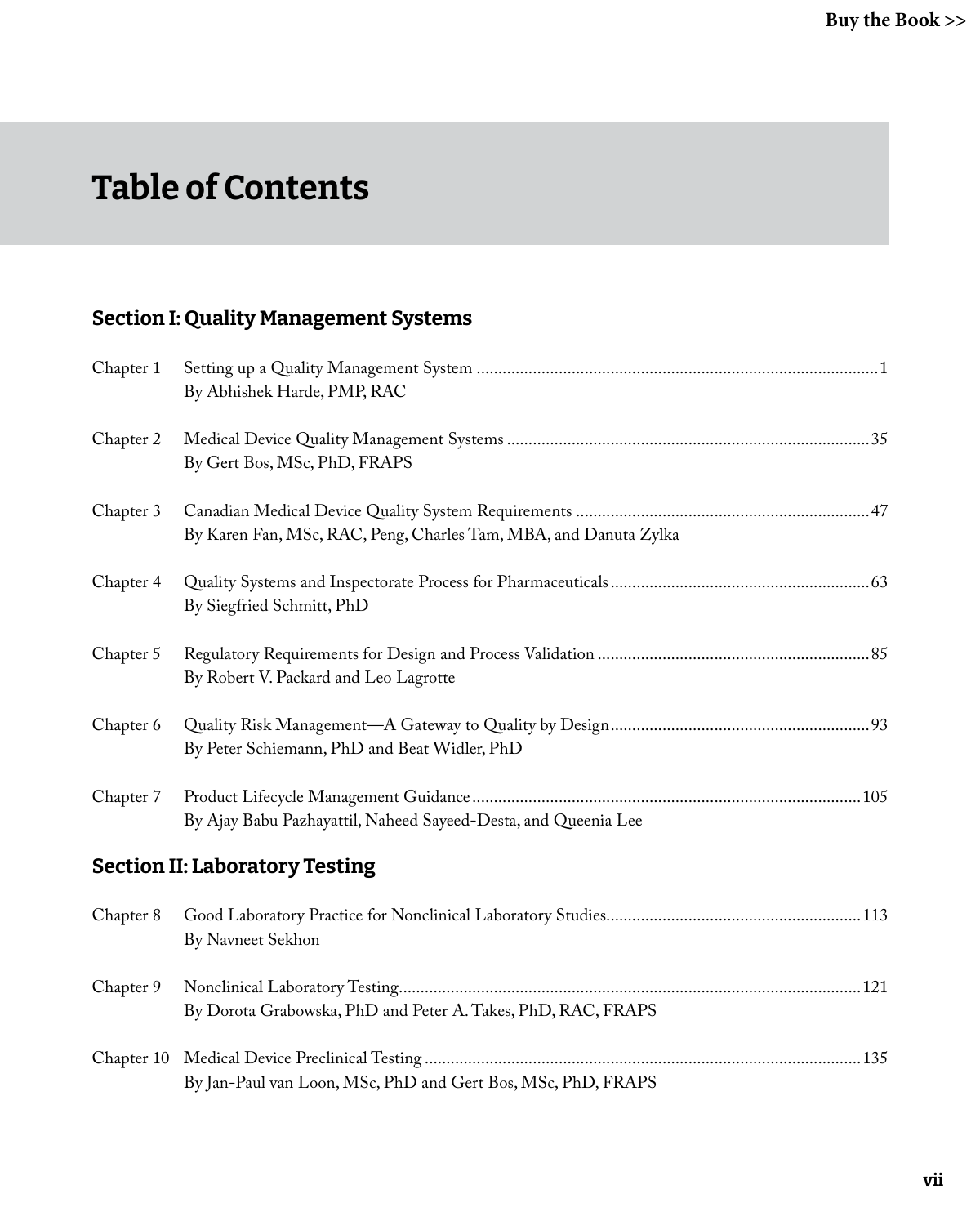# Table of Contents

## Section I: Quality Management Systems

Chapter 1 Setting up a Quality Management System ............ 1
By Abhishek Harde, PMP, RAC

Chapter 2 Medical Device Quality Management Systems ............ 35
By Gert Bos, MSc, PhD, FRAPS

Chapter 3 Canadian Medical Device Quality System Requirements ............ 47
By Karen Fan, MSc, RAC, Peng, Charles Tam, MBA, and Danuta Zylka

Chapter 4 Quality Systems and Inspectorate Process for Pharmaceuticals ............ 63
By Siegfried Schmitt, PhD

Chapter 5 Regulatory Requirements for Design and Process Validation ............ 85
By Robert V. Packard and Leo Lagrotte

Chapter 6 Quality Risk Management—A Gateway to Quality by Design ............ 93
By Peter Schiemann, PhD and Beat Widler, PhD

Chapter 7 Product Lifecycle Management Guidance ............ 105
By Ajay Babu Pazhayattil, Naheed Sayeed-Desta, and Queenia Lee

## Section II: Laboratory Testing

Chapter 8 Good Laboratory Practice for Nonclinical Laboratory Studies ............ 113
By Navneet Sekhon

Chapter 9 Nonclinical Laboratory Testing ............ 121
By Dorota Grabowska, PhD and Peter A. Takes, PhD, RAC, FRAPS

Chapter 10 Medical Device Preclinical Testing ............ 135
By Jan-Paul van Loon, MSc, PhD and Gert Bos, MSc, PhD, FRAPS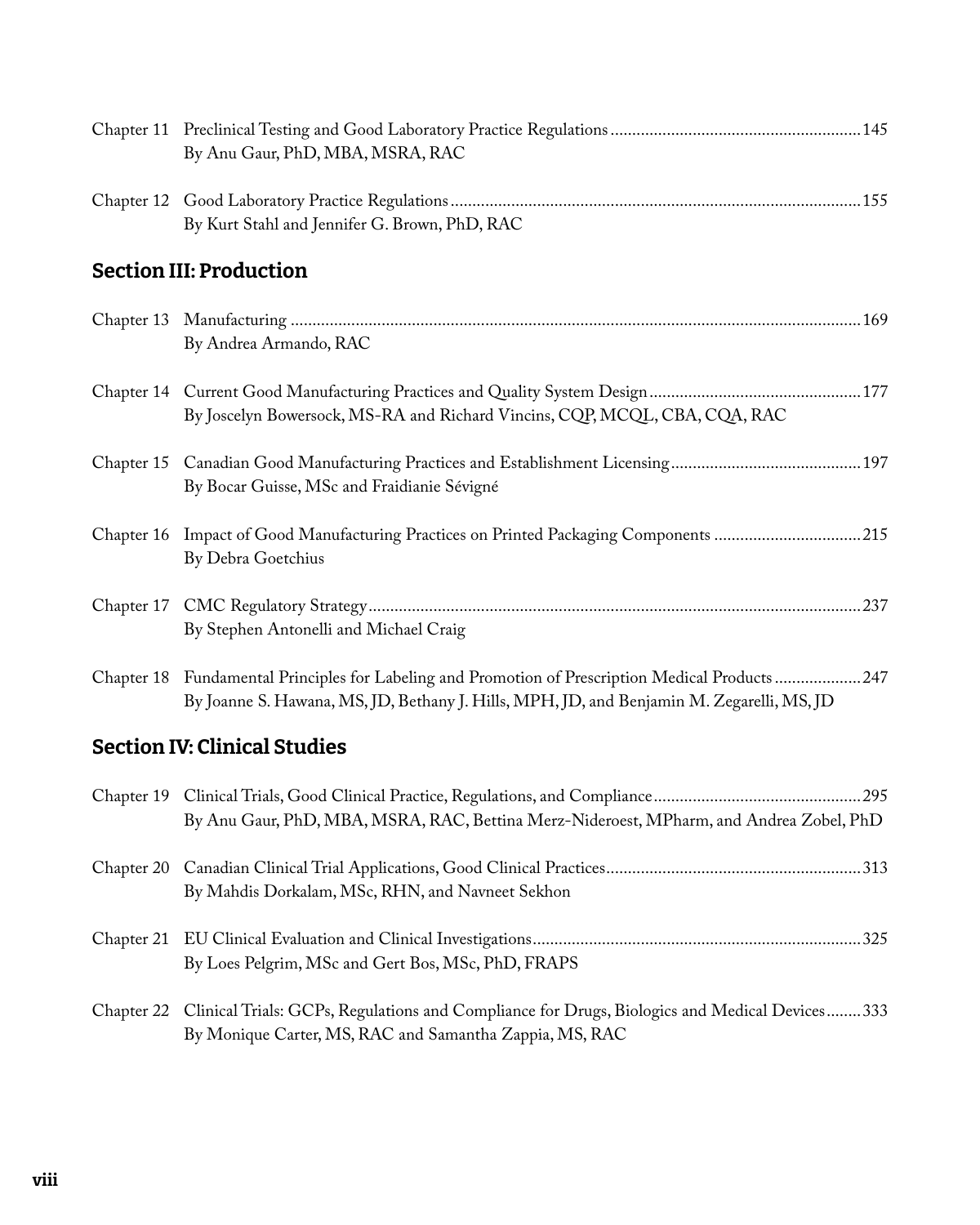Chapter 11 Preclinical Testing and Good Laboratory Practice Regulations ......................................................... 145
By Anu Gaur, PhD, MBA, MSRA, RAC

Chapter 12 Good Laboratory Practice Regulations ......................................................................................... 155
By Kurt Stahl and Jennifer G. Brown, PhD, RAC

## Section III: Production

Chapter 13 Manufacturing ............................................................................................................................ 169
By Andrea Armando, RAC

Chapter 14 Current Good Manufacturing Practices and Quality System Design ................................................ 177
By Joscelyn Bowersock, MS-RA and Richard Vincins, CQP, MCQL, CBA, CQA, RAC

Chapter 15 Canadian Good Manufacturing Practices and Establishment Licensing ........................................... 197
By Bocar Guisse, MSc and Fraidianie Sévigné

Chapter 16 Impact of Good Manufacturing Practices on Printed Packaging Components ................................. 215
By Debra Goetchius

Chapter 17 CMC Regulatory Strategy ............................................................................................................ 237
By Stephen Antonelli and Michael Craig

Chapter 18 Fundamental Principles for Labeling and Promotion of Prescription Medical Products .................... 247
By Joanne S. Hawana, MS, JD, Bethany J. Hills, MPH, JD, and Benjamin M. Zegarelli, MS, JD

## Section IV: Clinical Studies

Chapter 19 Clinical Trials, Good Clinical Practice, Regulations, and Compliance ................................................ 295
By Anu Gaur, PhD, MBA, MSRA, RAC, Bettina Merz-Nideroest, MPharm, and Andrea Zobel, PhD

Chapter 20 Canadian Clinical Trial Applications, Good Clinical Practices .......................................................... 313
By Mahdis Dorkalam, MSc, RHN, and Navneet Sekhon

Chapter 21 EU Clinical Evaluation and Clinical Investigations ........................................................................... 325
By Loes Pelgrim, MSc and Gert Bos, MSc, PhD, FRAPS

Chapter 22 Clinical Trials: GCPs, Regulations and Compliance for Drugs, Biologics and Medical Devices ........ 333
By Monique Carter, MS, RAC and Samantha Zappia, MS, RAC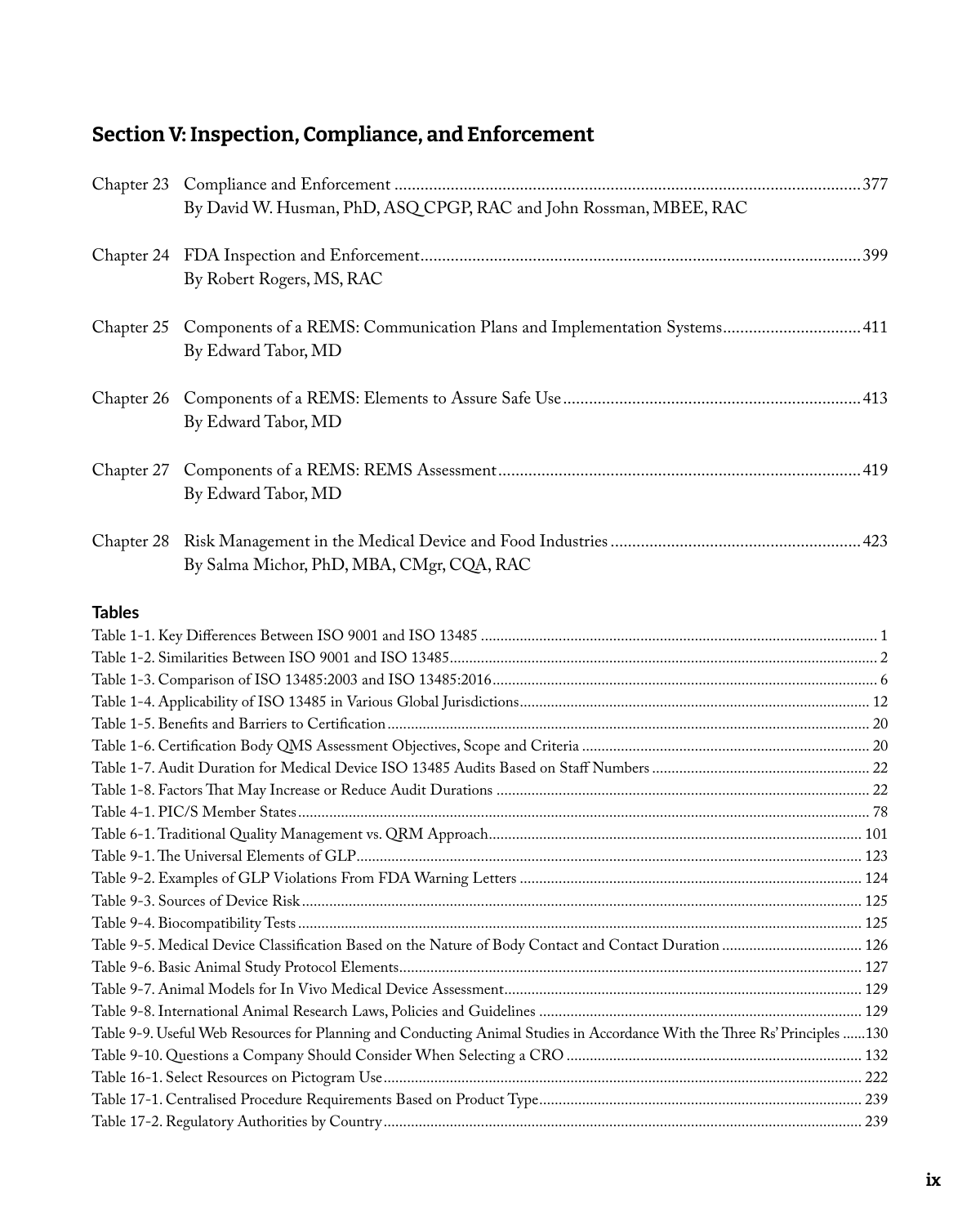## Section V: Inspection, Compliance, and Enforcement

Chapter 23 Compliance and Enforcement ............................................................................................................377
By David W. Husman, PhD, ASQ CPGP, RAC and John Rossman, MBEE, RAC

Chapter 24 FDA Inspection and Enforcement......................................................................................................399
By Robert Rogers, MS, RAC

Chapter 25 Components of a REMS: Communication Plans and Implementation Systems................................411
By Edward Tabor, MD

Chapter 26 Components of a REMS: Elements to Assure Safe Use.....................................................................413
By Edward Tabor, MD

Chapter 27 Components of a REMS: REMS Assessment....................................................................................419
By Edward Tabor, MD

Chapter 28 Risk Management in the Medical Device and Food Industries ..........................................................423
By Salma Michor, PhD, MBA, CMgr, CQA, RAC

### Tables

Table 1-1. Key Differences Between ISO 9001 and ISO 13485 .................................................................................... 1
Table 1-2. Similarities Between ISO 9001 and ISO 13485............................................................................................ 2
Table 1-3. Comparison of ISO 13485:2003 and ISO 13485:2016.................................................................................. 6
Table 1-4. Applicability of ISO 13485 in Various Global Jurisdictions......................................................................... 12
Table 1-5. Benefits and Barriers to Certification .......................................................................................................... 20
Table 1-6. Certification Body QMS Assessment Objectives, Scope and Criteria ......................................................... 20
Table 1-7. Audit Duration for Medical Device ISO 13485 Audits Based on Staff Numbers ........................................ 22
Table 1-8. Factors That May Increase or Reduce Audit Durations ............................................................................... 22
Table 4-1. PIC/S Member States.................................................................................................................................. 78
Table 6-1. Traditional Quality Management vs. QRM Approach............................................................................... 101
Table 9-1. The Universal Elements of GLP................................................................................................................ 123
Table 9-2. Examples of GLP Violations From FDA Warning Letters ....................................................................... 124
Table 9-3. Sources of Device Risk.............................................................................................................................. 125
Table 9-4. Biocompatibility Tests............................................................................................................................... 125
Table 9-5. Medical Device Classification Based on the Nature of Body Contact and Contact Duration .................... 126
Table 9-6. Basic Animal Study Protocol Elements...................................................................................................... 127
Table 9-7. Animal Models for In Vivo Medical Device Assessment........................................................................... 129
Table 9-8. International Animal Research Laws, Policies and Guidelines .................................................................. 129
Table 9-9. Useful Web Resources for Planning and Conducting Animal Studies in Accordance With the Three Rs' Principles ......130
Table 9-10. Questions a Company Should Consider When Selecting a CRO ........................................................... 132
Table 16-1. Select Resources on Pictogram Use......................................................................................................... 222
Table 17-1. Centralised Procedure Requirements Based on Product Type.................................................................. 239
Table 17-2. Regulatory Authorities by Country......................................................................................................... 239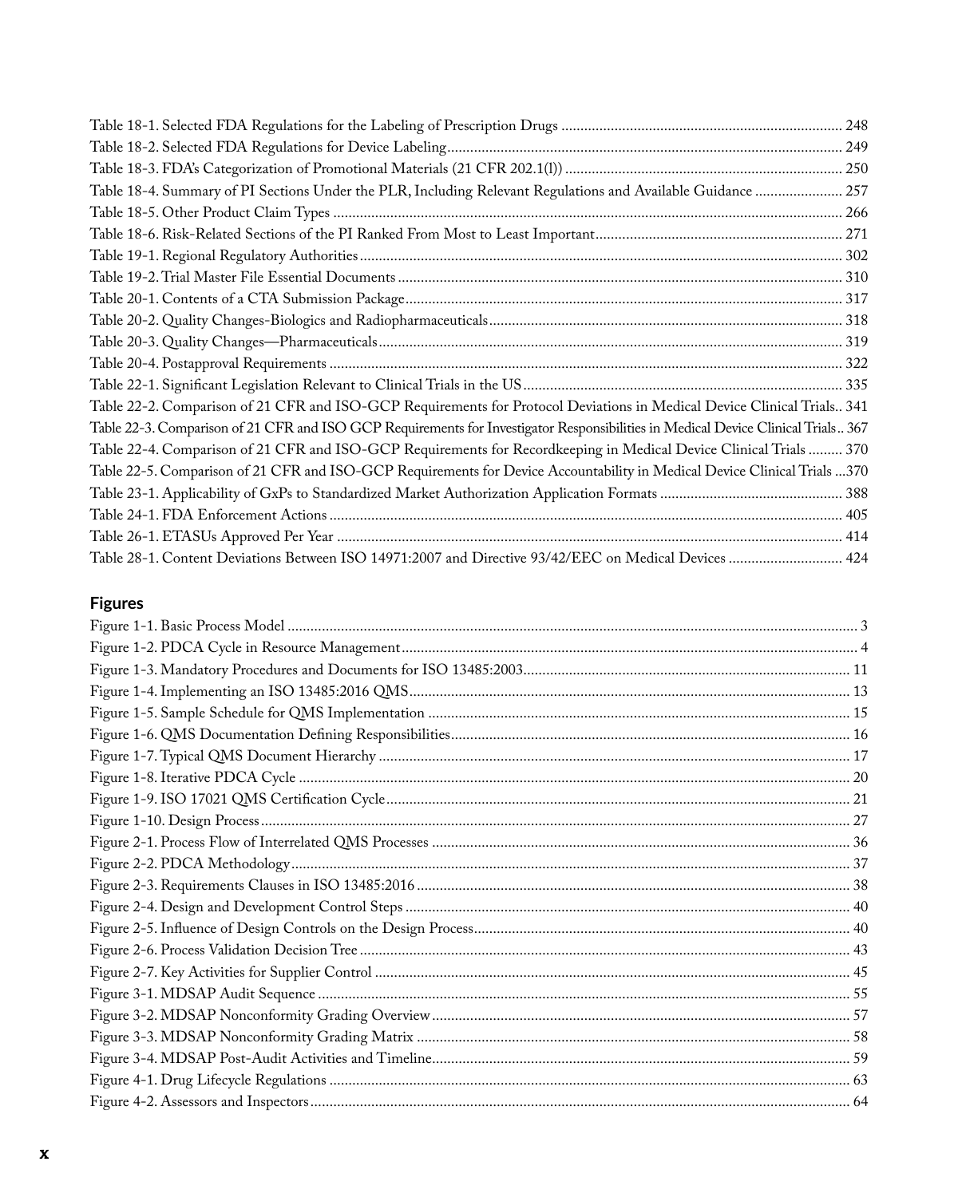Table 18-1. Selected FDA Regulations for the Labeling of Prescription Drugs .......... 248
Table 18-2. Selected FDA Regulations for Device Labeling .......... 249
Table 18-3. FDA's Categorization of Promotional Materials (21 CFR 202.1(l)) .......... 250
Table 18-4. Summary of PI Sections Under the PLR, Including Relevant Regulations and Available Guidance .......... 257
Table 18-5. Other Product Claim Types .......... 266
Table 18-6. Risk-Related Sections of the PI Ranked From Most to Least Important .......... 271
Table 19-1. Regional Regulatory Authorities .......... 302
Table 19-2. Trial Master File Essential Documents .......... 310
Table 20-1. Contents of a CTA Submission Package .......... 317
Table 20-2. Quality Changes-Biologics and Radiopharmaceuticals .......... 318
Table 20-3. Quality Changes—Pharmaceuticals .......... 319
Table 20-4. Postapproval Requirements .......... 322
Table 22-1. Significant Legislation Relevant to Clinical Trials in the US .......... 335
Table 22-2. Comparison of 21 CFR and ISO-GCP Requirements for Protocol Deviations in Medical Device Clinical Trials .. 341
Table 22-3. Comparison of 21 CFR and ISO GCP Requirements for Investigator Responsibilities in Medical Device Clinical Trials .. 367
Table 22-4. Comparison of 21 CFR and ISO-GCP Requirements for Recordkeeping in Medical Device Clinical Trials .......... 370
Table 22-5. Comparison of 21 CFR and ISO-GCP Requirements for Device Accountability in Medical Device Clinical Trials ...370
Table 23-1. Applicability of GxPs to Standardized Market Authorization Application Formats .......... 388
Table 24-1. FDA Enforcement Actions .......... 405
Table 26-1. ETASUs Approved Per Year .......... 414
Table 28-1. Content Deviations Between ISO 14971:2007 and Directive 93/42/EEC on Medical Devices .......... 424

## Figures

Figure 1-1. Basic Process Model .......... 3
Figure 1-2. PDCA Cycle in Resource Management .......... 4
Figure 1-3. Mandatory Procedures and Documents for ISO 13485:2003 .......... 11
Figure 1-4. Implementing an ISO 13485:2016 QMS .......... 13
Figure 1-5. Sample Schedule for QMS Implementation .......... 15
Figure 1-6. QMS Documentation Defining Responsibilities .......... 16
Figure 1-7. Typical QMS Document Hierarchy .......... 17
Figure 1-8. Iterative PDCA Cycle .......... 20
Figure 1-9. ISO 17021 QMS Certification Cycle .......... 21
Figure 1-10. Design Process .......... 27
Figure 2-1. Process Flow of Interrelated QMS Processes .......... 36
Figure 2-2. PDCA Methodology .......... 37
Figure 2-3. Requirements Clauses in ISO 13485:2016 .......... 38
Figure 2-4. Design and Development Control Steps .......... 40
Figure 2-5. Influence of Design Controls on the Design Process .......... 40
Figure 2-6. Process Validation Decision Tree .......... 43
Figure 2-7. Key Activities for Supplier Control .......... 45
Figure 3-1. MDSAP Audit Sequence .......... 55
Figure 3-2. MDSAP Nonconformity Grading Overview .......... 57
Figure 3-3. MDSAP Nonconformity Grading Matrix .......... 58
Figure 3-4. MDSAP Post-Audit Activities and Timeline .......... 59
Figure 4-1. Drug Lifecycle Regulations .......... 63
Figure 4-2. Assessors and Inspectors .......... 64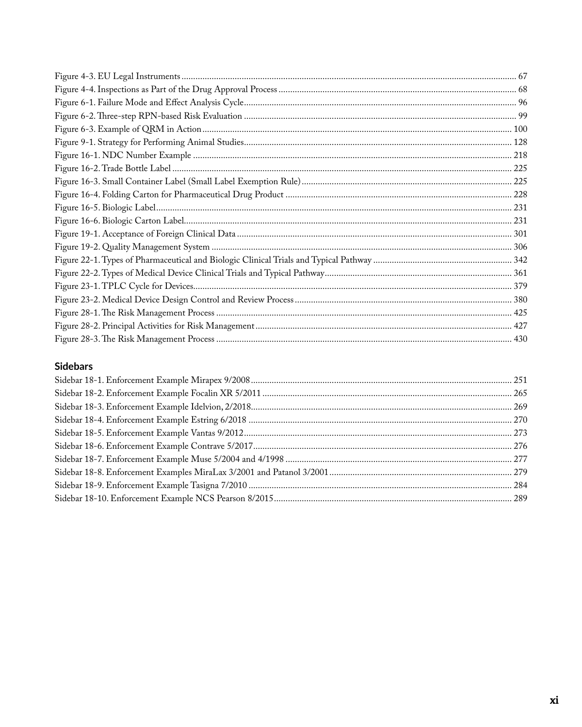Figure 4-3. EU Legal Instruments ... 67
Figure 4-4. Inspections as Part of the Drug Approval Process ... 68
Figure 6-1. Failure Mode and Effect Analysis Cycle ... 96
Figure 6-2. Three-step RPN-based Risk Evaluation ... 99
Figure 6-3. Example of QRM in Action ... 100
Figure 9-1. Strategy for Performing Animal Studies ... 128
Figure 16-1. NDC Number Example ... 218
Figure 16-2. Trade Bottle Label ... 225
Figure 16-3. Small Container Label (Small Label Exemption Rule) ... 225
Figure 16-4. Folding Carton for Pharmaceutical Drug Product ... 228
Figure 16-5. Biologic Label ... 231
Figure 16-6. Biologic Carton Label ... 231
Figure 19-1. Acceptance of Foreign Clinical Data ... 301
Figure 19-2. Quality Management System ... 306
Figure 22-1. Types of Pharmaceutical and Biologic Clinical Trials and Typical Pathway ... 342
Figure 22-2. Types of Medical Device Clinical Trials and Typical Pathway ... 361
Figure 23-1. TPLC Cycle for Devices ... 379
Figure 23-2. Medical Device Design Control and Review Process ... 380
Figure 28-1. The Risk Management Process ... 425
Figure 28-2. Principal Activities for Risk Management ... 427
Figure 28-3. The Risk Management Process ... 430

## Sidebars

Sidebar 18-1. Enforcement Example Mirapex 9/2008 ... 251
Sidebar 18-2. Enforcement Example Focalin XR 5/2011 ... 265
Sidebar 18-3. Enforcement Example Idelvion, 2/2018 ... 269
Sidebar 18-4. Enforcement Example Estring 6/2018 ... 270
Sidebar 18-5. Enforcement Example Vantas 9/2012 ... 273
Sidebar 18-6. Enforcement Example Contrave 5/2017 ... 276
Sidebar 18-7. Enforcement Example Muse 5/2004 and 4/1998 ... 277
Sidebar 18-8. Enforcement Examples MiraLax 3/2001 and Patanol 3/2001 ... 279
Sidebar 18-9. Enforcement Example Tasigna 7/2010 ... 284
Sidebar 18-10. Enforcement Example NCS Pearson 8/2015 ... 289